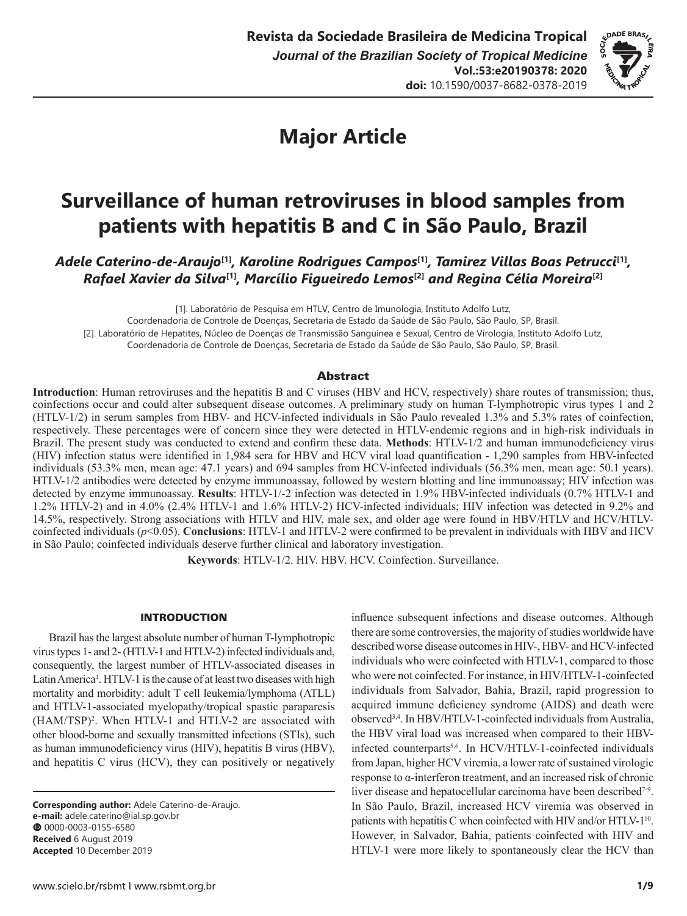**Major Article**

# Surveillance of human retroviruses in blood samples from patients with hepatitis B and C in São Paulo, Brazil

*Adele Caterino-de-Araujo*[1], *Karoline Rodrigues Campos*[1], *Tamirez Villas Boas Petrucci*[1], *Rafael Xavier da Silva*[1], *Marcílio Figueiredo Lemos*[2] and *Regina Célia Moreira*[2]

[1]. Laboratório de Pesquisa em HTLV, Centro de Imunologia, Instituto Adolfo Lutz, Coordenadoria de Controle de Doenças, Secretaria de Estado da Saúde de São Paulo, São Paulo, SP, Brasil.
[2]. Laboratório de Hepatites, Núcleo de Doenças de Transmissão Sanguínea e Sexual, Centro de Virologia, Instituto Adolfo Lutz, Coordenadoria de Controle de Doenças, Secretaria de Estado da Saúde de São Paulo, São Paulo, SP, Brasil.

## Abstract

**Introduction**: Human retroviruses and the hepatitis B and C viruses (HBV and HCV, respectively) share routes of transmission; thus, coinfections occur and could alter subsequent disease outcomes. A preliminary study on human T-lymphotropic virus types 1 and 2 (HTLV-1/2) in serum samples from HBV- and HCV-infected individuals in São Paulo revealed 1.3% and 5.3% rates of coinfection, respectively. These percentages were of concern since they were detected in HTLV-endemic regions and in high-risk individuals in Brazil. The present study was conducted to extend and confirm these data. **Methods**: HTLV-1/2 and human immunodeficiency virus (HIV) infection status were identified in 1,984 sera for HBV and HCV viral load quantification - 1,290 samples from HBV-infected individuals (53.3% men, mean age: 47.1 years) and 694 samples from HCV-infected individuals (56.3% men, mean age: 50.1 years). HTLV-1/2 antibodies were detected by enzyme immunoassay, followed by western blotting and line immunoassay; HIV infection was detected by enzyme immunoassay. **Results**: HTLV-1/-2 infection was detected in 1.9% HBV-infected individuals (0.7% HTLV-1 and 1.2% HTLV-2) and in 4.0% (2.4% HTLV-1 and 1.6% HTLV-2) HCV-infected individuals; HIV infection was detected in 9.2% and 14.5%, respectively. Strong associations with HTLV and HIV, male sex, and older age were found in HBV/HTLV and HCV/HTLV-coinfected individuals ($p<0.05$). **Conclusions**: HTLV-1 and HTLV-2 were confirmed to be prevalent in individuals with HBV and HCV in São Paulo; coinfected individuals deserve further clinical and laboratory investigation.

**Keywords**: HTLV-1/2. HIV. HBV. HCV. Coinfection. Surveillance.

## INTRODUCTION

Brazil has the largest absolute number of human T-lymphotropic virus types 1- and 2- (HTLV-1 and HTLV-2) infected individuals and, consequently, the largest number of HTLV-associated diseases in Latin America[1]. HTLV-1 is the cause of at least two diseases with high mortality and morbidity: adult T cell leukemia/lymphoma (ATLL) and HTLV-1-associated myelopathy/tropical spastic paraparesis (HAM/TSP)[2]. When HTLV-1 and HTLV-2 are associated with other blood-borne and sexually transmitted infections (STIs), such as human immunodeficiency virus (HIV), hepatitis B virus (HBV), and hepatitis C virus (HCV), they can positively or negatively influence subsequent infections and disease outcomes. Although there are some controversies, the majority of studies worldwide have described worse disease outcomes in HIV-, HBV- and HCV-infected individuals who were coinfected with HTLV-1, compared to those who were not coinfected. For instance, in HIV/HTLV-1-coinfected individuals from Salvador, Bahia, Brazil, rapid progression to acquired immune deficiency syndrome (AIDS) and death were observed[3,4]. In HBV/HTLV-1-coinfected individuals from Australia, the HBV viral load was increased when compared to their HBV-infected counterparts[5,6]. In HCV/HTLV-1-coinfected individuals from Japan, higher HCV viremia, a lower rate of sustained virologic response to α-interferon treatment, and an increased risk of chronic liver disease and hepatocellular carcinoma have been described[7-9]. In São Paulo, Brazil, increased HCV viremia was observed in patients with hepatitis C when coinfected with HIV and/or HTLV-1[10]. However, in Salvador, Bahia, patients coinfected with HIV and HTLV-1 were more likely to spontaneously clear the HCV than

**Corresponding author:** Adele Caterino-de-Araujo.
**e-mail:** adele.caterino@ial.sp.gov.br
0000-0003-0155-6580
**Received** 6 August 2019
**Accepted** 10 December 2019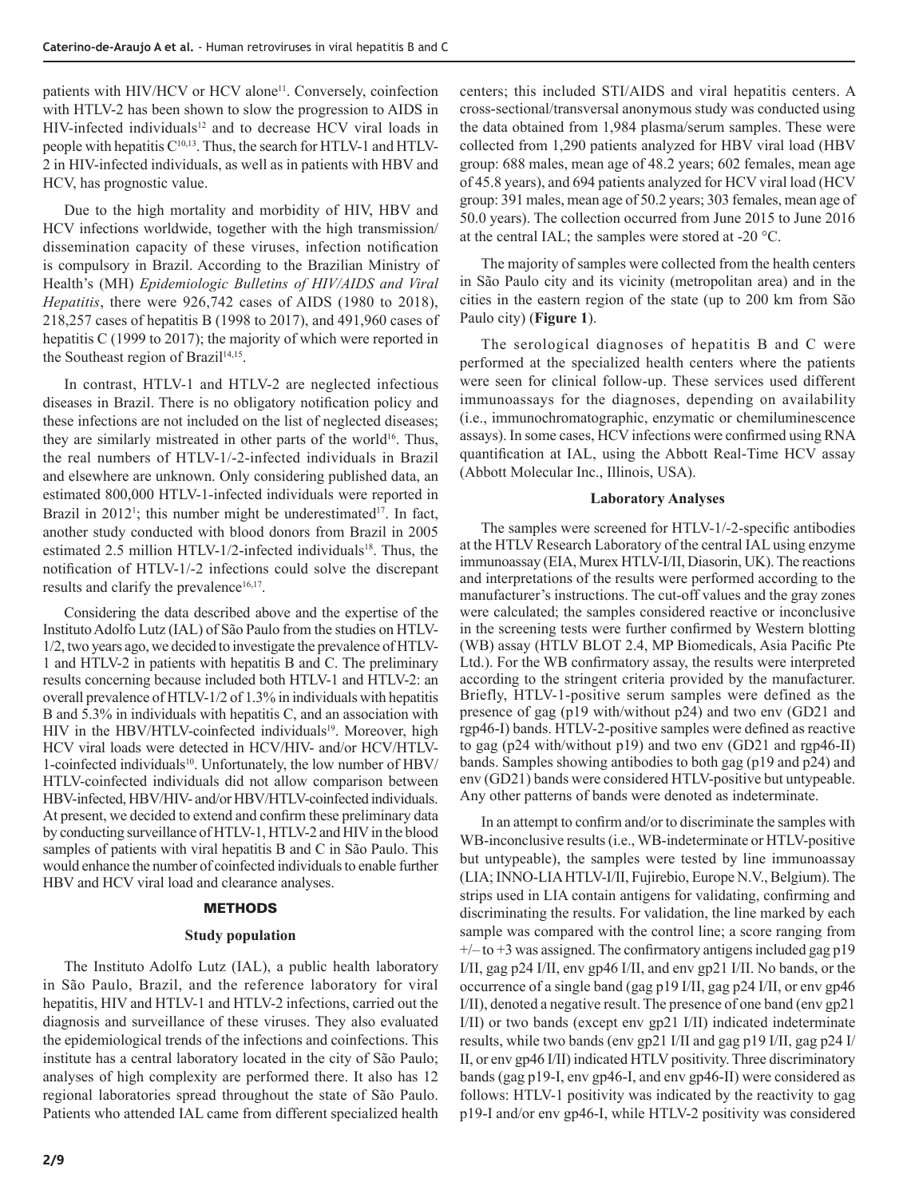patients with HIV/HCV or HCV alone[11]. Conversely, coinfection with HTLV-2 has been shown to slow the progression to AIDS in HIV-infected individuals[12] and to decrease HCV viral loads in people with hepatitis C[10,13]. Thus, the search for HTLV-1 and HTLV-2 in HIV-infected individuals, as well as in patients with HBV and HCV, has prognostic value.

Due to the high mortality and morbidity of HIV, HBV and HCV infections worldwide, together with the high transmission/dissemination capacity of these viruses, infection notification is compulsory in Brazil. According to the Brazilian Ministry of Health's (MH) *Epidemiologic Bulletins of HIV/AIDS and Viral Hepatitis*, there were 926,742 cases of AIDS (1980 to 2018), 218,257 cases of hepatitis B (1998 to 2017), and 491,960 cases of hepatitis C (1999 to 2017); the majority of which were reported in the Southeast region of Brazil[14,15].

In contrast, HTLV-1 and HTLV-2 are neglected infectious diseases in Brazil. There is no obligatory notification policy and these infections are not included on the list of neglected diseases; they are similarly mistreated in other parts of the world[16]. Thus, the real numbers of HTLV-1/-2-infected individuals in Brazil and elsewhere are unknown. Only considering published data, an estimated 800,000 HTLV-1-infected individuals were reported in Brazil in 2012[1]; this number might be underestimated[17]. In fact, another study conducted with blood donors from Brazil in 2005 estimated 2.5 million HTLV-1/2-infected individuals[18]. Thus, the notification of HTLV-1/-2 infections could solve the discrepant results and clarify the prevalence[16,17].

Considering the data described above and the expertise of the Instituto Adolfo Lutz (IAL) of São Paulo from the studies on HTLV-1/2, two years ago, we decided to investigate the prevalence of HTLV-1 and HTLV-2 in patients with hepatitis B and C. The preliminary results concerning because included both HTLV-1 and HTLV-2: an overall prevalence of HTLV-1/2 of 1.3% in individuals with hepatitis B and 5.3% in individuals with hepatitis C, and an association with HIV in the HBV/HTLV-coinfected individuals[19]. Moreover, high HCV viral loads were detected in HCV/HIV- and/or HCV/HTLV-1-coinfected individuals[10]. Unfortunately, the low number of HBV/HTLV-coinfected individuals did not allow comparison between HBV-infected, HBV/HIV- and/or HBV/HTLV-coinfected individuals. At present, we decided to extend and confirm these preliminary data by conducting surveillance of HTLV-1, HTLV-2 and HIV in the blood samples of patients with viral hepatitis B and C in São Paulo. This would enhance the number of coinfected individuals to enable further HBV and HCV viral load and clearance analyses.

## METHODS

### Study population

The Instituto Adolfo Lutz (IAL), a public health laboratory in São Paulo, Brazil, and the reference laboratory for viral hepatitis, HIV and HTLV-1 and HTLV-2 infections, carried out the diagnosis and surveillance of these viruses. They also evaluated the epidemiological trends of the infections and coinfections. This institute has a central laboratory located in the city of São Paulo; analyses of high complexity are performed there. It also has 12 regional laboratories spread throughout the state of São Paulo. Patients who attended IAL came from different specialized health centers; this included STI/AIDS and viral hepatitis centers. A cross-sectional/transversal anonymous study was conducted using the data obtained from 1,984 plasma/serum samples. These were collected from 1,290 patients analyzed for HBV viral load (HBV group: 688 males, mean age of 48.2 years; 602 females, mean age of 45.8 years), and 694 patients analyzed for HCV viral load (HCV group: 391 males, mean age of 50.2 years; 303 females, mean age of 50.0 years). The collection occurred from June 2015 to June 2016 at the central IAL; the samples were stored at -20 °C.

The majority of samples were collected from the health centers in São Paulo city and its vicinity (metropolitan area) and in the cities in the eastern region of the state (up to 200 km from São Paulo city) (**Figure 1**).

The serological diagnoses of hepatitis B and C were performed at the specialized health centers where the patients were seen for clinical follow-up. These services used different immunoassays for the diagnoses, depending on availability (i.e., immunochromatographic, enzymatic or chemiluminescence assays). In some cases, HCV infections were confirmed using RNA quantification at IAL, using the Abbott Real-Time HCV assay (Abbott Molecular Inc., Illinois, USA).

### Laboratory Analyses

The samples were screened for HTLV-1/-2-specific antibodies at the HTLV Research Laboratory of the central IAL using enzyme immunoassay (EIA, Murex HTLV-I/II, Diasorin, UK). The reactions and interpretations of the results were performed according to the manufacturer's instructions. The cut-off values and the gray zones were calculated; the samples considered reactive or inconclusive in the screening tests were further confirmed by Western blotting (WB) assay (HTLV BLOT 2.4, MP Biomedicals, Asia Pacific Pte Ltd.). For the WB confirmatory assay, the results were interpreted according to the stringent criteria provided by the manufacturer. Briefly, HTLV-1-positive serum samples were defined as the presence of gag (p19 with/without p24) and two env (GD21 and rgp46-I) bands. HTLV-2-positive samples were defined as reactive to gag (p24 with/without p19) and two env (GD21 and rgp46-II) bands. Samples showing antibodies to both gag (p19 and p24) and env (GD21) bands were considered HTLV-positive but untypeable. Any other patterns of bands were denoted as indeterminate.

In an attempt to confirm and/or to discriminate the samples with WB-inconclusive results (i.e., WB-indeterminate or HTLV-positive but untypeable), the samples were tested by line immunoassay (LIA; INNO-LIA HTLV-I/II, Fujirebio, Europe N.V., Belgium). The strips used in LIA contain antigens for validating, confirming and discriminating the results. For validation, the line marked by each sample was compared with the control line; a score ranging from +/– to +3 was assigned. The confirmatory antigens included gag p19 I/II, gag p24 I/II, env gp46 I/II, and env gp21 I/II. No bands, or the occurrence of a single band (gag p19 I/II, gag p24 I/II, or env gp46 I/II), denoted a negative result. The presence of one band (env gp21 I/II) or two bands (except env gp21 I/II) indicated indeterminate results, while two bands (env gp21 I/II and gag p19 I/II, gag p24 I/II, or env gp46 I/II) indicated HTLV positivity. Three discriminatory bands (gag p19-I, env gp46-I, and env gp46-II) were considered as follows: HTLV-1 positivity was indicated by the reactivity to gag p19-I and/or env gp46-I, while HTLV-2 positivity was considered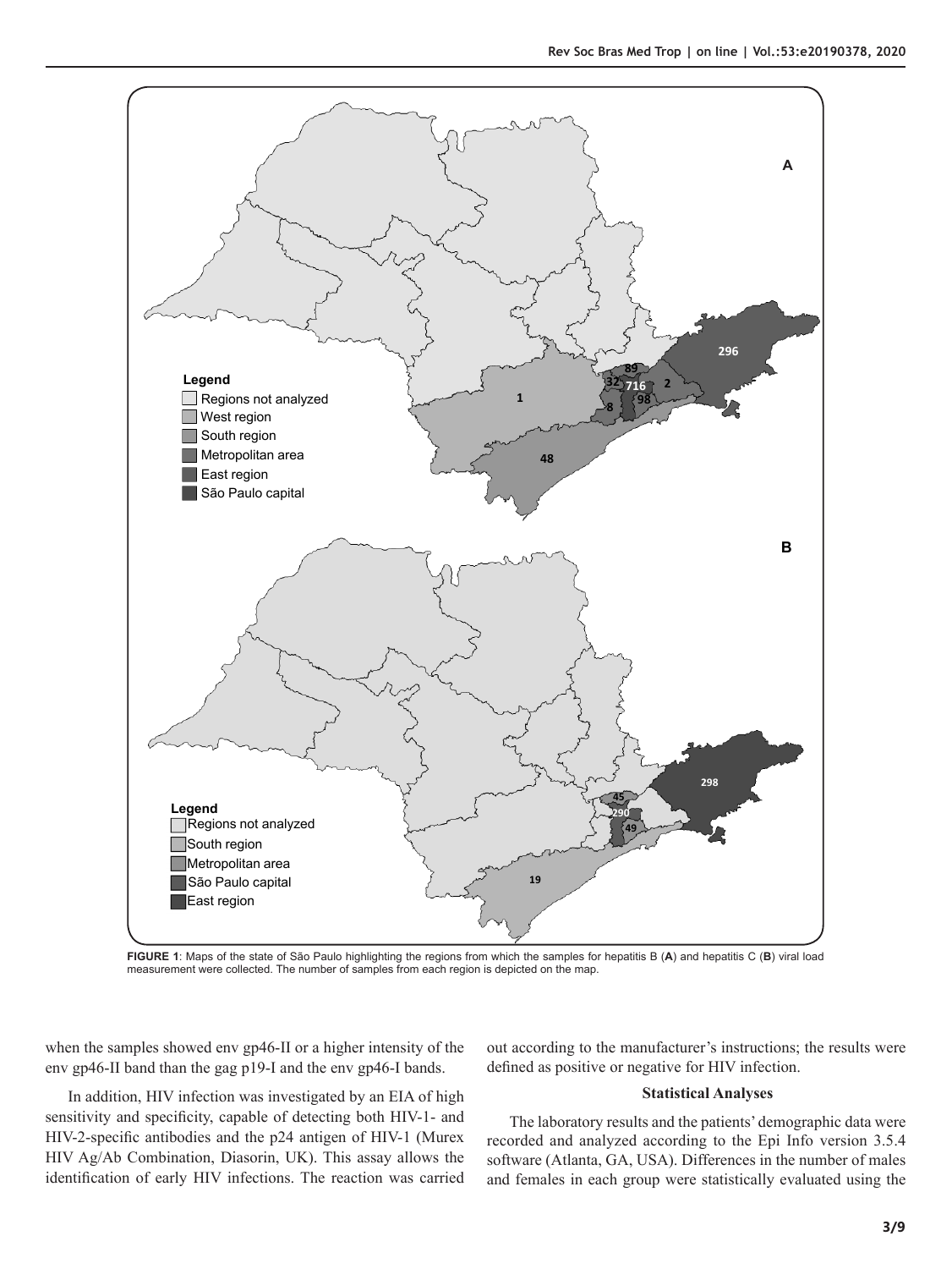**FIGURE 1**: Maps of the state of São Paulo highlighting the regions from which the samples for hepatitis B (**A**) and hepatitis C (**B**) viral load measurement were collected. The number of samples from each region is depicted on the map.

when the samples showed env gp46-II or a higher intensity of the env gp46-II band than the gag p19-I and the env gp46-I bands.

In addition, HIV infection was investigated by an EIA of high sensitivity and specificity, capable of detecting both HIV-1- and HIV-2-specific antibodies and the p24 antigen of HIV-1 (Murex HIV Ag/Ab Combination, Diasorin, UK). This assay allows the identification of early HIV infections. The reaction was carried out according to the manufacturer's instructions; the results were defined as positive or negative for HIV infection.

### Statistical Analyses

The laboratory results and the patients' demographic data were recorded and analyzed according to the Epi Info version 3.5.4 software (Atlanta, GA, USA). Differences in the number of males and females in each group were statistically evaluated using the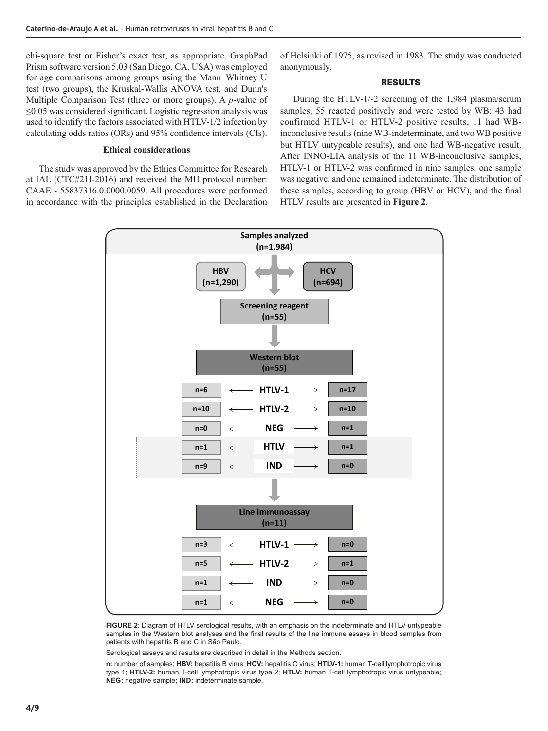chi-square test or Fisher's exact test, as appropriate. GraphPad Prism software version 5.03 (San Diego, CA, USA) was employed for age comparisons among groups using the Mann–Whitney U test (two groups), the Kruskal-Wallis ANOVA test, and Dunn's Multiple Comparison Test (three or more groups). A *p*-value of ≤0.05 was considered significant. Logistic regression analysis was used to identify the factors associated with HTLV-1/2 infection by calculating odds ratios (ORs) and 95% confidence intervals (CIs).

### Ethical considerations

The study was approved by the Ethics Committee for Research at IAL (CTC#21I-2016) and received the MH protocol number: CAAE - 55837316.0.0000.0059. All procedures were performed in accordance with the principles established in the Declaration of Helsinki of 1975, as revised in 1983. The study was conducted anonymously.

## RESULTS

During the HTLV-1/-2 screening of the 1,984 plasma/serum samples, 55 reacted positively and were tested by WB; 43 had confirmed HTLV-1 or HTLV-2 positive results, 11 had WB-inconclusive results (nine WB-indeterminate, and two WB positive but HTLV untypeable results), and one had WB-negative result. After INNO-LIA analysis of the 11 WB-inconclusive samples, HTLV-1 or HTLV-2 was confirmed in nine samples, one sample was negative, and one remained indeterminate. The distribution of these samples, according to group (HBV or HCV), and the final HTLV results are presented in **Figure 2**.

**Samples analyzed (n=1,984)**

HBV (n=1,290) | HCV (n=694)

**Screening reagent (n=55)**

**Western blot (n=55)**

| HBV | Result | HCV |
|---|---|---|
| n=6 | HTLV-1 | n=17 |
| n=10 | HTLV-2 | n=10 |
| n=0 | NEG | n=1 |
| n=1 | HTLV | n=1 |
| n=9 | IND | n=0 |

**Line immunoassay (n=11)**

| HBV | Result | HCV |
|---|---|---|
| n=3 | HTLV-1 | n=0 |
| n=5 | HTLV-2 | n=1 |
| n=1 | IND | n=0 |
| n=1 | NEG | n=0 |

**FIGURE 2**: Diagram of HTLV serological results, with an emphasis on the indeterminate and HTLV-untypeable samples in the Western blot analyses and the final results of the line immune assays in blood samples from patients with hepatitis B and C in São Paulo.

Serological assays and results are described in detail in the Methods section.

**n:** number of samples; **HBV:** hepatitis B virus; **HCV:** hepatitis C virus; **HTLV-1:** human T-cell lymphotropic virus type 1; **HTLV-2:** human T-cell lymphotropic virus type 2; **HTLV:** human T-cell lymphotropic virus untypeable; **NEG:** negative sample; **IND:** indeterminate sample.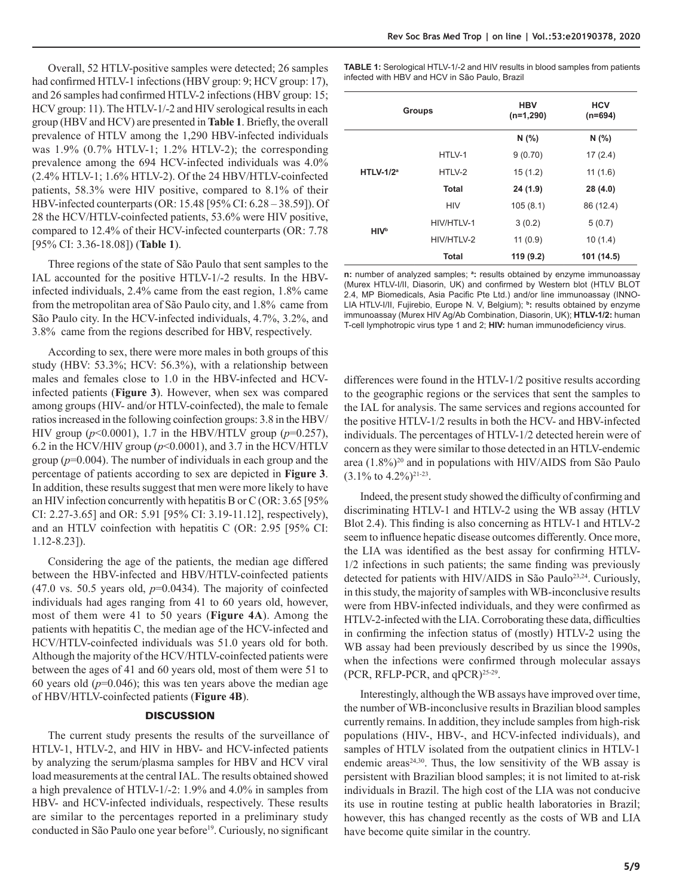Overall, 52 HTLV-positive samples were detected; 26 samples had confirmed HTLV-1 infections (HBV group: 9; HCV group: 17), and 26 samples had confirmed HTLV-2 infections (HBV group: 15; HCV group: 11). The HTLV-1/-2 and HIV serological results in each group (HBV and HCV) are presented in **Table 1**. Briefly, the overall prevalence of HTLV among the 1,290 HBV-infected individuals was 1.9% (0.7% HTLV-1; 1.2% HTLV-2); the corresponding prevalence among the 694 HCV-infected individuals was 4.0% (2.4% HTLV-1; 1.6% HTLV-2). Of the 24 HBV/HTLV-coinfected patients, 58.3% were HIV positive, compared to 8.1% of their HBV-infected counterparts (OR: 15.48 [95% CI: 6.28 – 38.59]). Of 28 the HCV/HTLV-coinfected patients, 53.6% were HIV positive, compared to 12.4% of their HCV-infected counterparts (OR: 7.78 [95% CI: 3.36-18.08]) (**Table 1**).

Three regions of the state of São Paulo that sent samples to the IAL accounted for the positive HTLV-1/-2 results. In the HBV-infected individuals, 2.4% came from the east region, 1.8% came from the metropolitan area of São Paulo city, and 1.8% came from São Paulo city. In the HCV-infected individuals, 4.7%, 3.2%, and 3.8% came from the regions described for HBV, respectively.

According to sex, there were more males in both groups of this study (HBV: 53.3%; HCV: 56.3%), with a relationship between males and females close to 1.0 in the HBV-infected and HCV-infected patients (**Figure 3**). However, when sex was compared among groups (HIV- and/or HTLV-coinfected), the male to female ratios increased in the following coinfection groups: 3.8 in the HBV/HIV group ($p$<0.0001), 1.7 in the HBV/HTLV group ($p$=0.257), 6.2 in the HCV/HIV group ($p$<0.0001), and 3.7 in the HCV/HTLV group ($p$=0.004). The number of individuals in each group and the percentage of patients according to sex are depicted in **Figure 3**. In addition, these results suggest that men were more likely to have an HIV infection concurrently with hepatitis B or C (OR: 3.65 [95% CI: 2.27-3.65] and OR: 5.91 [95% CI: 3.19-11.12], respectively), and an HTLV coinfection with hepatitis C (OR: 2.95 [95% CI: 1.12-8.23]).

Considering the age of the patients, the median age differed between the HBV-infected and HBV/HTLV-coinfected patients (47.0 vs. 50.5 years old, $p$=0.0434). The majority of coinfected individuals had ages ranging from 41 to 60 years old, however, most of them were 41 to 50 years (**Figure 4A**). Among the patients with hepatitis C, the median age of the HCV-infected and HCV/HTLV-coinfected individuals was 51.0 years old for both. Although the majority of the HCV/HTLV-coinfected patients were between the ages of 41 and 60 years old, most of them were 51 to 60 years old ($p$=0.046); this was ten years above the median age of HBV/HTLV-coinfected patients (**Figure 4B**).

**TABLE 1:** Serological HTLV-1/-2 and HIV results in blood samples from patients infected with HBV and HCV in São Paulo, Brazil

| Groups | | HBV (n=1,290) | HCV (n=694) |
|---|---|---|---|
| | | N (%) | N (%) |
| HTLV-1/2[a] | HTLV-1 | 9 (0.70) | 17 (2.4) |
| | HTLV-2 | 15 (1.2) | 11 (1.6) |
| | **Total** | **24 (1.9)** | **28 (4.0)** |
| HIV[b] | HIV | 105 (8.1) | 86 (12.4) |
| | HIV/HTLV-1 | 3 (0.2) | 5 (0.7) |
| | HIV/HTLV-2 | 11 (0.9) | 10 (1.4) |
| | **Total** | **119 (9.2)** | **101 (14.5)** |

**n:** number of analyzed samples; **[a]:** results obtained by enzyme immunoassay (Murex HTLV-I/II, Diasorin, UK) and confirmed by Western blot (HTLV BLOT 2.4, MP Biomedicals, Asia Pacific Pte Ltd.) and/or line immunoassay (INNO-LIA HTLV-I/II, Fujirebio, Europe N. V, Belgium); **[b]:** results obtained by enzyme immunoassay (Murex HIV Ag/Ab Combination, Diasorin, UK); **HTLV-1/2:** human T-cell lymphotropic virus type 1 and 2; **HIV:** human immunodeficiency virus.

## DISCUSSION

The current study presents the results of the surveillance of HTLV-1, HTLV-2, and HIV in HBV- and HCV-infected patients by analyzing the serum/plasma samples for HBV and HCV viral load measurements at the central IAL. The results obtained showed a high prevalence of HTLV-1/-2: 1.9% and 4.0% in samples from HBV- and HCV-infected individuals, respectively. These results are similar to the percentages reported in a preliminary study conducted in São Paulo one year before[19]. Curiously, no significant differences were found in the HTLV-1/2 positive results according to the geographic regions or the services that sent the samples to the IAL for analysis. The same services and regions accounted for the positive HTLV-1/2 results in both the HCV- and HBV-infected individuals. The percentages of HTLV-1/2 detected herein were of concern as they were similar to those detected in an HTLV-endemic area (1.8%)[20] and in populations with HIV/AIDS from São Paulo (3.1% to 4.2%)[21-23].

Indeed, the present study showed the difficulty of confirming and discriminating HTLV-1 and HTLV-2 using the WB assay (HTLV Blot 2.4). This finding is also concerning as HTLV-1 and HTLV-2 seem to influence hepatic disease outcomes differently. Once more, the LIA was identified as the best assay for confirming HTLV-1/2 infections in such patients; the same finding was previously detected for patients with HIV/AIDS in São Paulo[23,24]. Curiously, in this study, the majority of samples with WB-inconclusive results were from HBV-infected individuals, and they were confirmed as HTLV-2-infected with the LIA. Corroborating these data, difficulties in confirming the infection status of (mostly) HTLV-2 using the WB assay had been previously described by us since the 1990s, when the infections were confirmed through molecular assays (PCR, RFLP-PCR, and qPCR)[25-29].

Interestingly, although the WB assays have improved over time, the number of WB-inconclusive results in Brazilian blood samples currently remains. In addition, they include samples from high-risk populations (HIV-, HBV-, and HCV-infected individuals), and samples of HTLV isolated from the outpatient clinics in HTLV-1 endemic areas[24,30]. Thus, the low sensitivity of the WB assay is persistent with Brazilian blood samples; it is not limited to at-risk individuals in Brazil. The high cost of the LIA was not conducive its use in routine testing at public health laboratories in Brazil; however, this has changed recently as the costs of WB and LIA have become quite similar in the country.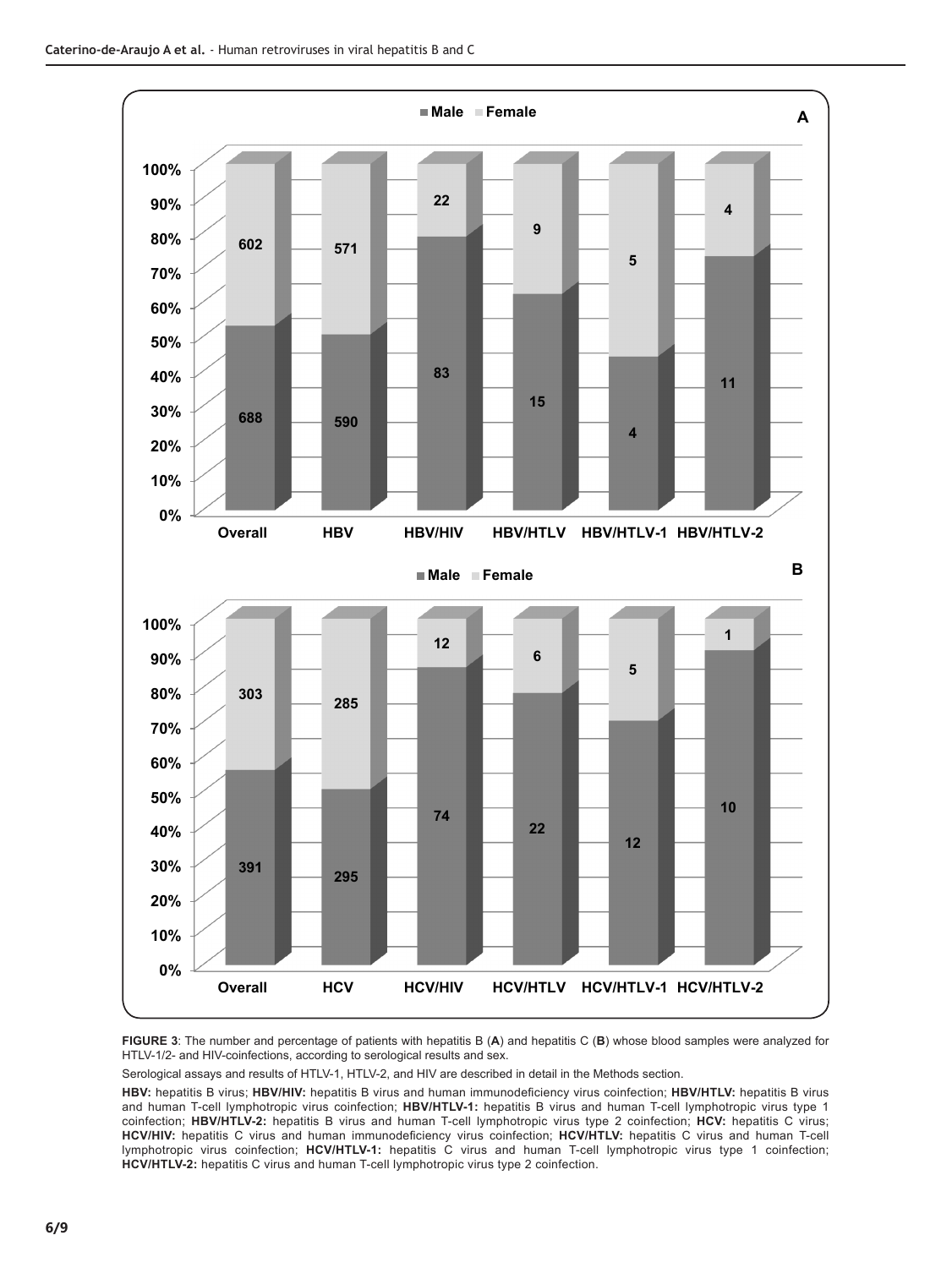**FIGURE 3**: The number and percentage of patients with hepatitis B (**A**) and hepatitis C (**B**) whose blood samples were analyzed for HTLV-1/2- and HIV-coinfections, according to serological results and sex.

Serological assays and results of HTLV-1, HTLV-2, and HIV are described in detail in the Methods section.

**HBV:** hepatitis B virus; **HBV/HIV:** hepatitis B virus and human immunodeficiency virus coinfection; **HBV/HTLV:** hepatitis B virus and human T-cell lymphotropic virus coinfection; **HBV/HTLV-1:** hepatitis B virus and human T-cell lymphotropic virus type 1 coinfection; **HBV/HTLV-2:** hepatitis B virus and human T-cell lymphotropic virus type 2 coinfection; **HCV:** hepatitis C virus; **HCV/HIV:** hepatitis C virus and human immunodeficiency virus coinfection; **HCV/HTLV:** hepatitis C virus and human T-cell lymphotropic virus coinfection; **HCV/HTLV-1:** hepatitis C virus and human T-cell lymphotropic virus type 1 coinfection; **HCV/HTLV-2:** hepatitis C virus and human T-cell lymphotropic virus type 2 coinfection.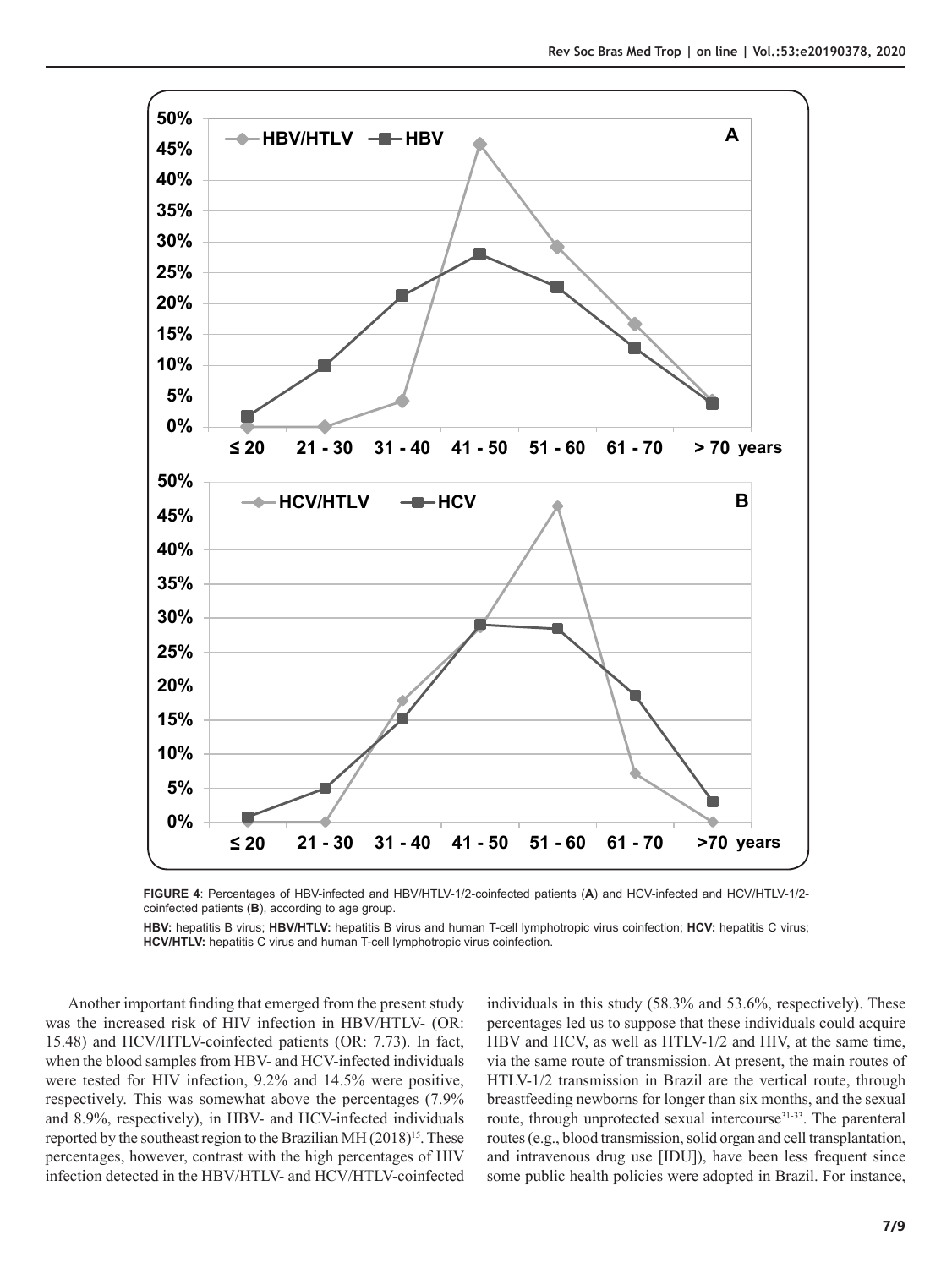**FIGURE 4**: Percentages of HBV-infected and HBV/HTLV-1/2-coinfected patients (**A**) and HCV-infected and HCV/HTLV-1/2-coinfected patients (**B**), according to age group.

**HBV:** hepatitis B virus; **HBV/HTLV:** hepatitis B virus and human T-cell lymphotropic virus coinfection; **HCV:** hepatitis C virus; **HCV/HTLV:** hepatitis C virus and human T-cell lymphotropic virus coinfection.

Another important finding that emerged from the present study was the increased risk of HIV infection in HBV/HTLV- (OR: 15.48) and HCV/HTLV-coinfected patients (OR: 7.73). In fact, when the blood samples from HBV- and HCV-infected individuals were tested for HIV infection, 9.2% and 14.5% were positive, respectively. This was somewhat above the percentages (7.9% and 8.9%, respectively), in HBV- and HCV-infected individuals reported by the southeast region to the Brazilian MH (2018)[15]. These percentages, however, contrast with the high percentages of HIV infection detected in the HBV/HTLV- and HCV/HTLV-coinfected individuals in this study (58.3% and 53.6%, respectively). These percentages led us to suppose that these individuals could acquire HBV and HCV, as well as HTLV-1/2 and HIV, at the same time, via the same route of transmission. At present, the main routes of HTLV-1/2 transmission in Brazil are the vertical route, through breastfeeding newborns for longer than six months, and the sexual route, through unprotected sexual intercourse[31-33]. The parenteral routes (e.g., blood transmission, solid organ and cell transplantation, and intravenous drug use [IDU]), have been less frequent since some public health policies were adopted in Brazil. For instance,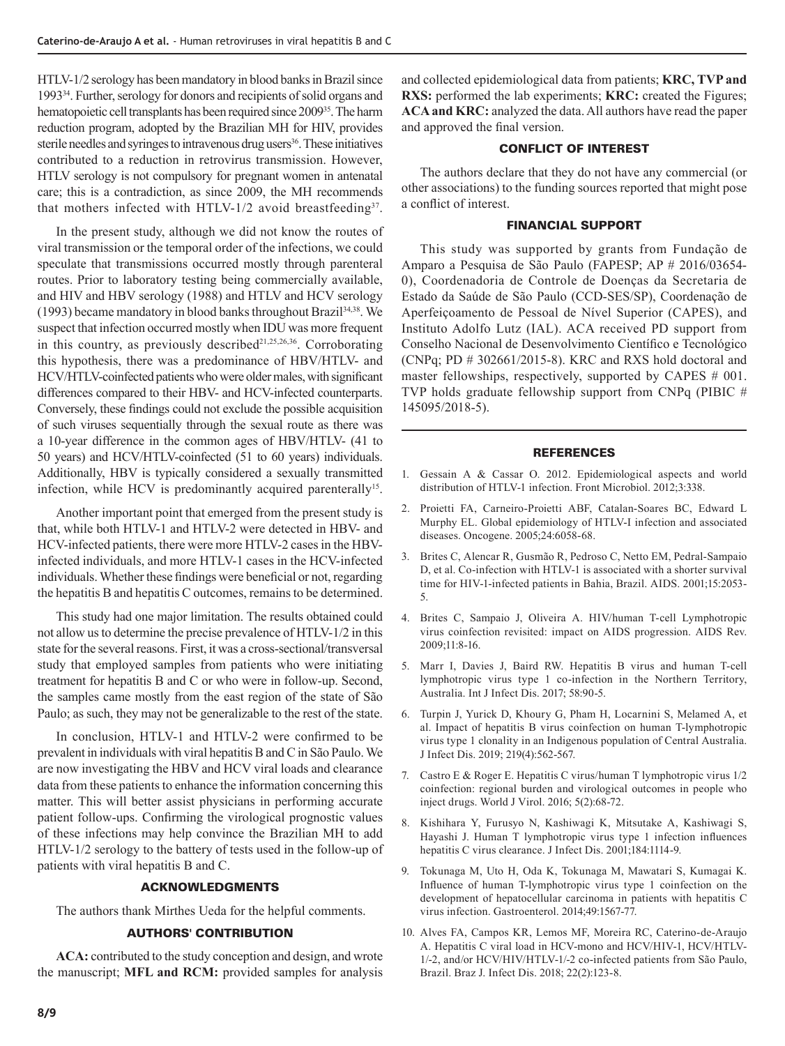HTLV-1/2 serology has been mandatory in blood banks in Brazil since 1993[34]. Further, serology for donors and recipients of solid organs and hematopoietic cell transplants has been required since 2009[35]. The harm reduction program, adopted by the Brazilian MH for HIV, provides sterile needles and syringes to intravenous drug users[36]. These initiatives contributed to a reduction in retrovirus transmission. However, HTLV serology is not compulsory for pregnant women in antenatal care; this is a contradiction, as since 2009, the MH recommends that mothers infected with HTLV-1/2 avoid breastfeeding[37].

In the present study, although we did not know the routes of viral transmission or the temporal order of the infections, we could speculate that transmissions occurred mostly through parenteral routes. Prior to laboratory testing being commercially available, and HIV and HBV serology (1988) and HTLV and HCV serology (1993) became mandatory in blood banks throughout Brazil[34,38]. We suspect that infection occurred mostly when IDU was more frequent in this country, as previously described[21,25,26,36]. Corroborating this hypothesis, there was a predominance of HBV/HTLV- and HCV/HTLV-coinfected patients who were older males, with significant differences compared to their HBV- and HCV-infected counterparts. Conversely, these findings could not exclude the possible acquisition of such viruses sequentially through the sexual route as there was a 10-year difference in the common ages of HBV/HTLV- (41 to 50 years) and HCV/HTLV-coinfected (51 to 60 years) individuals. Additionally, HBV is typically considered a sexually transmitted infection, while HCV is predominantly acquired parenterally[15].

Another important point that emerged from the present study is that, while both HTLV-1 and HTLV-2 were detected in HBV- and HCV-infected patients, there were more HTLV-2 cases in the HBV-infected individuals, and more HTLV-1 cases in the HCV-infected individuals. Whether these findings were beneficial or not, regarding the hepatitis B and hepatitis C outcomes, remains to be determined.

This study had one major limitation. The results obtained could not allow us to determine the precise prevalence of HTLV-1/2 in this state for the several reasons. First, it was a cross-sectional/transversal study that employed samples from patients who were initiating treatment for hepatitis B and C or who were in follow-up. Second, the samples came mostly from the east region of the state of São Paulo; as such, they may not be generalizable to the rest of the state.

In conclusion, HTLV-1 and HTLV-2 were confirmed to be prevalent in individuals with viral hepatitis B and C in São Paulo. We are now investigating the HBV and HCV viral loads and clearance data from these patients to enhance the information concerning this matter. This will better assist physicians in performing accurate patient follow-ups. Confirming the virological prognostic values of these infections may help convince the Brazilian MH to add HTLV-1/2 serology to the battery of tests used in the follow-up of patients with viral hepatitis B and C.

## ACKNOWLEDGMENTS

The authors thank Mirthes Ueda for the helpful comments.

## AUTHORS' CONTRIBUTION

**ACA:** contributed to the study conception and design, and wrote the manuscript; **MFL and RCM:** provided samples for analysis and collected epidemiological data from patients; **KRC, TVP and RXS:** performed the lab experiments; **KRC:** created the Figures; **ACA and KRC:** analyzed the data. All authors have read the paper and approved the final version.

## CONFLICT OF INTEREST

The authors declare that they do not have any commercial (or other associations) to the funding sources reported that might pose a conflict of interest.

## FINANCIAL SUPPORT

This study was supported by grants from Fundação de Amparo a Pesquisa de São Paulo (FAPESP; AP # 2016/03654-0), Coordenadoria de Controle de Doenças da Secretaria de Estado da Saúde de São Paulo (CCD-SES/SP), Coordenação de Aperfeiçoamento de Pessoal de Nível Superior (CAPES), and Instituto Adolfo Lutz (IAL). ACA received PD support from Conselho Nacional de Desenvolvimento Científico e Tecnológico (CNPq; PD # 302661/2015-8). KRC and RXS hold doctoral and master fellowships, respectively, supported by CAPES # 001. TVP holds graduate fellowship support from CNPq (PIBIC # 145095/2018-5).

## REFERENCES

1. Gessain A & Cassar O. 2012. Epidemiological aspects and world distribution of HTLV-1 infection. Front Microbiol. 2012;3:338.
2. Proietti FA, Carneiro-Proietti ABF, Catalan-Soares BC, Edward L Murphy EL. Global epidemiology of HTLV-I infection and associated diseases. Oncogene. 2005;24:6058-68.
3. Brites C, Alencar R, Gusmão R, Pedroso C, Netto EM, Pedral-Sampaio D, et al. Co-infection with HTLV-1 is associated with a shorter survival time for HIV-1-infected patients in Bahia, Brazil. AIDS. 2001;15:2053-5.
4. Brites C, Sampaio J, Oliveira A. HIV/human T-cell Lymphotropic virus coinfection revisited: impact on AIDS progression. AIDS Rev. 2009;11:8-16.
5. Marr I, Davies J, Baird RW. Hepatitis B virus and human T-cell lymphotropic virus type 1 co-infection in the Northern Territory, Australia. Int J Infect Dis. 2017; 58:90-5.
6. Turpin J, Yurick D, Khoury G, Pham H, Locarnini S, Melamed A, et al. Impact of hepatitis B virus coinfection on human T-lymphotropic virus type 1 clonality in an Indigenous population of Central Australia. J Infect Dis. 2019; 219(4):562-567.
7. Castro E & Roger E. Hepatitis C virus/human T lymphotropic virus 1/2 coinfection: regional burden and virological outcomes in people who inject drugs. World J Virol. 2016; 5(2):68-72.
8. Kishihara Y, Furusyo N, Kashiwagi K, Mitsutake A, Kashiwagi S, Hayashi J. Human T lymphotropic virus type 1 infection influences hepatitis C virus clearance. J Infect Dis. 2001;184:1114-9.
9. Tokunaga M, Uto H, Oda K, Tokunaga M, Mawatari S, Kumagai K. Influence of human T-lymphotropic virus type 1 coinfection on the development of hepatocellular carcinoma in patients with hepatitis C virus infection. Gastroenterol. 2014;49:1567-77.
10. Alves FA, Campos KR, Lemos MF, Moreira RC, Caterino-de-Araujo A. Hepatitis C viral load in HCV-mono and HCV/HIV-1, HCV/HTLV-1/-2, and/or HCV/HIV/HTLV-1/-2 co-infected patients from São Paulo, Brazil. Braz J. Infect Dis. 2018; 22(2):123-8.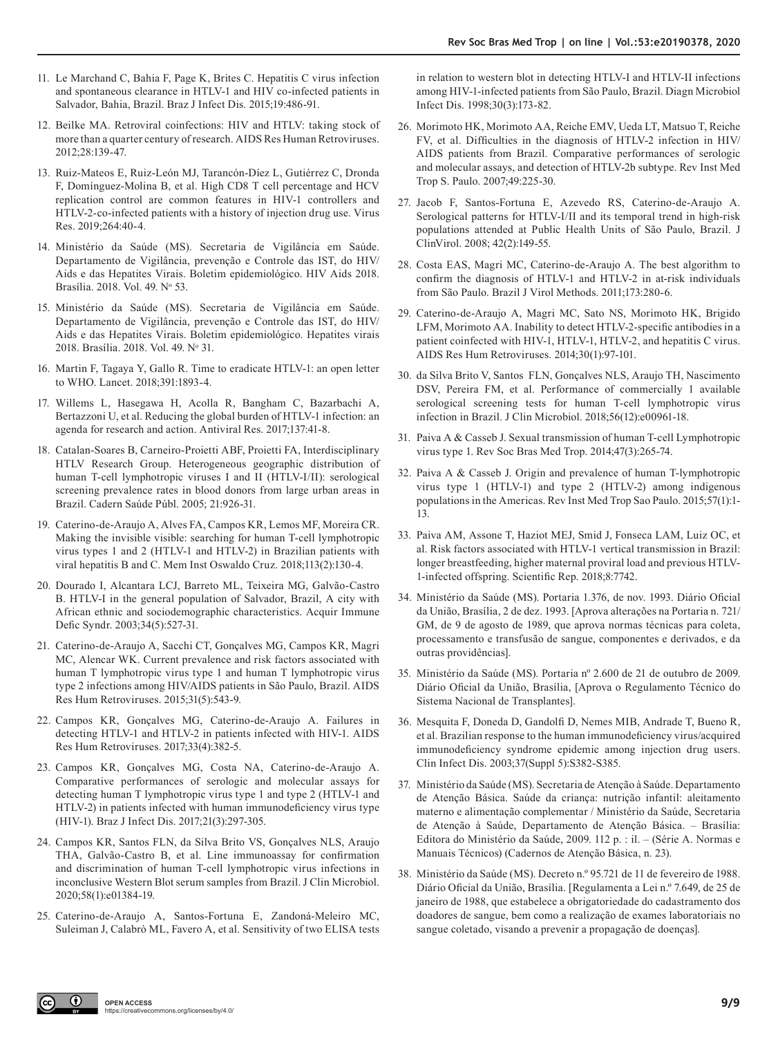11. Le Marchand C, Bahia F, Page K, Brites C. Hepatitis C virus infection and spontaneous clearance in HTLV-1 and HIV co-infected patients in Salvador, Bahia, Brazil. Braz J Infect Dis. 2015;19:486-91.

12. Beilke MA. Retroviral coinfections: HIV and HTLV: taking stock of more than a quarter century of research. AIDS Res Human Retroviruses. 2012;28:139-47.

13. Ruiz-Mateos E, Ruiz-León MJ, Tarancón-Díez L, Gutiérrez C, Dronda F, Domínguez-Molina B, et al. High CD8 T cell percentage and HCV replication control are common features in HIV-1 controllers and HTLV-2-co-infected patients with a history of injection drug use. Virus Res. 2019;264:40-4.

14. Ministério da Saúde (MS). Secretaria de Vigilância em Saúde. Departamento de Vigilância, prevenção e Controle das IST, do HIV/ Aids e das Hepatites Virais. Boletim epidemiológico. HIV Aids 2018. Brasília. 2018. Vol. 49. Nº 53.

15. Ministério da Saúde (MS). Secretaria de Vigilância em Saúde. Departamento de Vigilância, prevenção e Controle das IST, do HIV/ Aids e das Hepatites Virais. Boletim epidemiológico. Hepatites virais 2018. Brasília. 2018. Vol. 49. Nº 31.

16. Martin F, Tagaya Y, Gallo R. Time to eradicate HTLV-1: an open letter to WHO. Lancet. 2018;391:1893-4.

17. Willems L, Hasegawa H, Acolla R, Bangham C, Bazarbachi A, Bertazzoni U, et al. Reducing the global burden of HTLV-1 infection: an agenda for research and action. Antiviral Res. 2017;137:41-8.

18. Catalan-Soares B, Carneiro-Proietti ABF, Proietti FA, Interdisciplinary HTLV Research Group. Heterogeneous geographic distribution of human T-cell lymphotropic viruses I and II (HTLV-I/II): serological screening prevalence rates in blood donors from large urban areas in Brazil. Cadern Saúde Públ. 2005; 21:926-31.

19. Caterino-de-Araujo A, Alves FA, Campos KR, Lemos MF, Moreira CR. Making the invisible visible: searching for human T-cell lymphotropic virus types 1 and 2 (HTLV-1 and HTLV-2) in Brazilian patients with viral hepatitis B and C. Mem Inst Oswaldo Cruz. 2018;113(2):130-4.

20. Dourado I, Alcantara LCJ, Barreto ML, Teixeira MG, Galvão-Castro B. HTLV-I in the general population of Salvador, Brazil, A city with African ethnic and sociodemographic characteristics. Acquir Immune Defic Syndr. 2003;34(5):527-31.

21. Caterino-de-Araujo A, Sacchi CT, Gonçalves MG, Campos KR, Magri MC, Alencar WK. Current prevalence and risk factors associated with human T lymphotropic virus type 1 and human T lymphotropic virus type 2 infections among HIV/AIDS patients in São Paulo, Brazil. AIDS Res Hum Retroviruses. 2015;31(5):543-9.

22. Campos KR, Gonçalves MG, Caterino-de-Araujo A. Failures in detecting HTLV-1 and HTLV-2 in patients infected with HIV-1. AIDS Res Hum Retroviruses. 2017;33(4):382-5.

23. Campos KR, Gonçalves MG, Costa NA, Caterino-de-Araujo A. Comparative performances of serologic and molecular assays for detecting human T lymphotropic virus type 1 and type 2 (HTLV-1 and HTLV-2) in patients infected with human immunodeficiency virus type (HIV-1). Braz J Infect Dis. 2017;21(3):297-305.

24. Campos KR, Santos FLN, da Silva Brito VS, Gonçalves NLS, Araujo THA, Galvão-Castro B, et al. Line immunoassay for confirmation and discrimination of human T-cell lymphotropic virus infections in inconclusive Western Blot serum samples from Brazil. J Clin Microbiol. 2020;58(1):e01384-19.

25. Caterino-de-Araujo A, Santos-Fortuna E, Zandoná-Meleiro MC, Suleiman J, Calabrò ML, Favero A, et al. Sensitivity of two ELISA tests in relation to western blot in detecting HTLV-I and HTLV-II infections among HIV-1-infected patients from São Paulo, Brazil. Diagn Microbiol Infect Dis. 1998;30(3):173-82.

26. Morimoto HK, Morimoto AA, Reiche EMV, Ueda LT, Matsuo T, Reiche FV, et al. Difficulties in the diagnosis of HTLV-2 infection in HIV/ AIDS patients from Brazil. Comparative performances of serologic and molecular assays, and detection of HTLV-2b subtype. Rev Inst Med Trop S. Paulo. 2007;49:225-30.

27. Jacob F, Santos-Fortuna E, Azevedo RS, Caterino-de-Araujo A. Serological patterns for HTLV-I/II and its temporal trend in high-risk populations attended at Public Health Units of São Paulo, Brazil. J ClinVirol. 2008; 42(2):149-55.

28. Costa EAS, Magri MC, Caterino-de-Araujo A. The best algorithm to confirm the diagnosis of HTLV-1 and HTLV-2 in at-risk individuals from São Paulo. Brazil J Virol Methods. 2011;173:280-6.

29. Caterino-de-Araujo A, Magri MC, Sato NS, Morimoto HK, Brigido LFM, Morimoto AA. Inability to detect HTLV-2-specific antibodies in a patient coinfected with HIV-1, HTLV-1, HTLV-2, and hepatitis C virus. AIDS Res Hum Retroviruses. 2014;30(1):97-101.

30. da Silva Brito V, Santos FLN, Gonçalves NLS, Araujo TH, Nascimento DSV, Pereira FM, et al. Performance of commercially 1 available serological screening tests for human T-cell lymphotropic virus infection in Brazil. J Clin Microbiol. 2018;56(12):e00961-18.

31. Paiva A & Casseb J. Sexual transmission of human T-cell Lymphotropic virus type 1. Rev Soc Bras Med Trop. 2014;47(3):265-74.

32. Paiva A & Casseb J. Origin and prevalence of human T-lymphotropic virus type 1 (HTLV-1) and type 2 (HTLV-2) among indigenous populations in the Americas. Rev Inst Med Trop Sao Paulo. 2015;57(1):1-13.

33. Paiva AM, Assone T, Haziot MEJ, Smid J, Fonseca LAM, Luiz OC, et al. Risk factors associated with HTLV-1 vertical transmission in Brazil: longer breastfeeding, higher maternal proviral load and previous HTLV-1-infected offspring. Scientific Rep. 2018;8:7742.

34. Ministério da Saúde (MS). Portaria 1.376, de nov. 1993. Diário Oficial da União, Brasília, 2 de dez. 1993. [Aprova alterações na Portaria n. 721/ GM, de 9 de agosto de 1989, que aprova normas técnicas para coleta, processamento e transfusão de sangue, componentes e derivados, e da outras providências].

35. Ministério da Saúde (MS). Portaria nº 2.600 de 21 de outubro de 2009. Diário Oficial da União, Brasília, [Aprova o Regulamento Técnico do Sistema Nacional de Transplantes].

36. Mesquita F, Doneda D, Gandolfi D, Nemes MIB, Andrade T, Bueno R, et al. Brazilian response to the human immunodeficiency virus/acquired immunodeficiency syndrome epidemic among injection drug users. Clin Infect Dis. 2003;37(Suppl 5):S382-S385.

37. Ministério da Saúde (MS). Secretaria de Atenção à Saúde. Departamento de Atenção Básica. Saúde da criança: nutrição infantil: aleitamento materno e alimentação complementar / Ministério da Saúde, Secretaria de Atenção à Saúde, Departamento de Atenção Básica. – Brasília: Editora do Ministério da Saúde, 2009. 112 p. : il. – (Série A. Normas e Manuais Técnicos) (Cadernos de Atenção Básica, n. 23).

38. Ministério da Saúde (MS). Decreto n.º 95.721 de 11 de fevereiro de 1988. Diário Oficial da União, Brasília. [Regulamenta a Lei n.º 7.649, de 25 de janeiro de 1988, que estabelece a obrigatoriedade do cadastramento dos doadores de sangue, bem como a realização de exames laboratoriais no sangue coletado, visando a prevenir a propagação de doenças].

OPEN ACCESS
https://creativecommons.org/licenses/by/4.0/